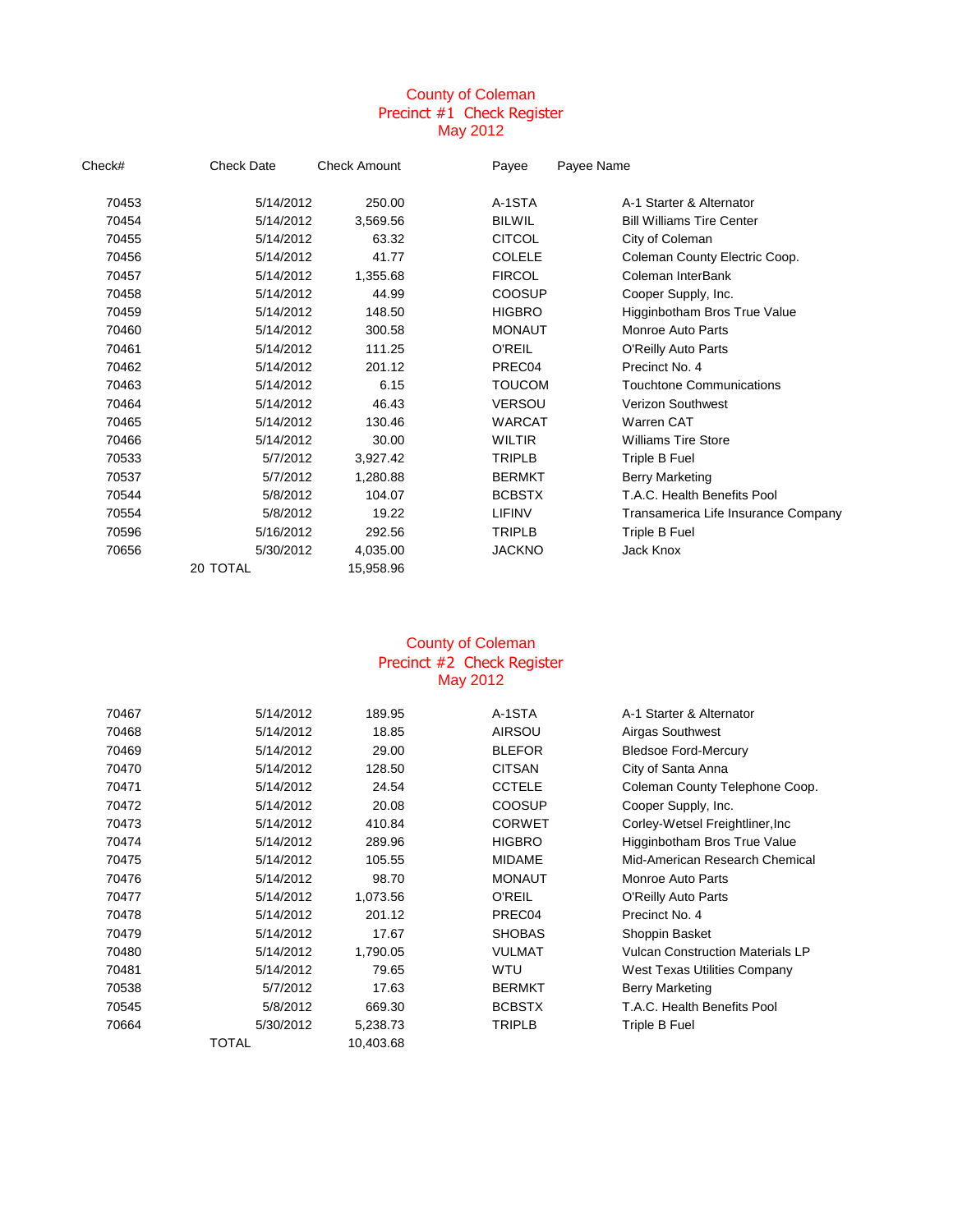# County of Coleman
## Precinct #1 Check Register
## May 2012

| Check# | Check Date | Check Amount | Payee | Payee Name |
|---|---|---|---|---|
| 70453 | 5/14/2012 | 250.00 | A-1STA | A-1 Starter & Alternator |
| 70454 | 5/14/2012 | 3,569.56 | BILWIL | Bill Williams Tire Center |
| 70455 | 5/14/2012 | 63.32 | CITCOL | City of Coleman |
| 70456 | 5/14/2012 | 41.77 | COLELE | Coleman County Electric Coop. |
| 70457 | 5/14/2012 | 1,355.68 | FIRCOL | Coleman InterBank |
| 70458 | 5/14/2012 | 44.99 | COOSUP | Cooper Supply, Inc. |
| 70459 | 5/14/2012 | 148.50 | HIGBRO | Higginbotham Bros True Value |
| 70460 | 5/14/2012 | 300.58 | MONAUT | Monroe Auto Parts |
| 70461 | 5/14/2012 | 111.25 | O'REIL | O'Reilly Auto Parts |
| 70462 | 5/14/2012 | 201.12 | PREC04 | Precinct No. 4 |
| 70463 | 5/14/2012 | 6.15 | TOUCOM | Touchtone Communications |
| 70464 | 5/14/2012 | 46.43 | VERSOU | Verizon Southwest |
| 70465 | 5/14/2012 | 130.46 | WARCAT | Warren CAT |
| 70466 | 5/14/2012 | 30.00 | WILTIR | Williams Tire Store |
| 70533 | 5/7/2012 | 3,927.42 | TRIPLB | Triple B Fuel |
| 70537 | 5/7/2012 | 1,280.88 | BERMKT | Berry Marketing |
| 70544 | 5/8/2012 | 104.07 | BCBSTX | T.A.C. Health Benefits Pool |
| 70554 | 5/8/2012 | 19.22 | LIFINV | Transamerica Life Insurance Company |
| 70596 | 5/16/2012 | 292.56 | TRIPLB | Triple B Fuel |
| 70656 | 5/30/2012 | 4,035.00 | JACKNO | Jack Knox |
| | 20 TOTAL | 15,958.96 | | |

# County of Coleman
## Precinct #2 Check Register
## May 2012

| Check# | Check Date | Check Amount | Payee | Payee Name |
|---|---|---|---|---|
| 70467 | 5/14/2012 | 189.95 | A-1STA | A-1 Starter & Alternator |
| 70468 | 5/14/2012 | 18.85 | AIRSOU | Airgas Southwest |
| 70469 | 5/14/2012 | 29.00 | BLEFOR | Bledsoe Ford-Mercury |
| 70470 | 5/14/2012 | 128.50 | CITSAN | City of Santa Anna |
| 70471 | 5/14/2012 | 24.54 | CCTELE | Coleman County Telephone Coop. |
| 70472 | 5/14/2012 | 20.08 | COOSUP | Cooper Supply, Inc. |
| 70473 | 5/14/2012 | 410.84 | CORWET | Corley-Wetsel Freightliner,Inc |
| 70474 | 5/14/2012 | 289.96 | HIGBRO | Higginbotham Bros True Value |
| 70475 | 5/14/2012 | 105.55 | MIDAME | Mid-American Research Chemical |
| 70476 | 5/14/2012 | 98.70 | MONAUT | Monroe Auto Parts |
| 70477 | 5/14/2012 | 1,073.56 | O'REIL | O'Reilly Auto Parts |
| 70478 | 5/14/2012 | 201.12 | PREC04 | Precinct No. 4 |
| 70479 | 5/14/2012 | 17.67 | SHOBAS | Shoppin Basket |
| 70480 | 5/14/2012 | 1,790.05 | VULMAT | Vulcan Construction Materials LP |
| 70481 | 5/14/2012 | 79.65 | WTU | West Texas Utilities Company |
| 70538 | 5/7/2012 | 17.63 | BERMKT | Berry Marketing |
| 70545 | 5/8/2012 | 669.30 | BCBSTX | T.A.C. Health Benefits Pool |
| 70664 | 5/30/2012 | 5,238.73 | TRIPLB | Triple B Fuel |
| | TOTAL | 10,403.68 | | |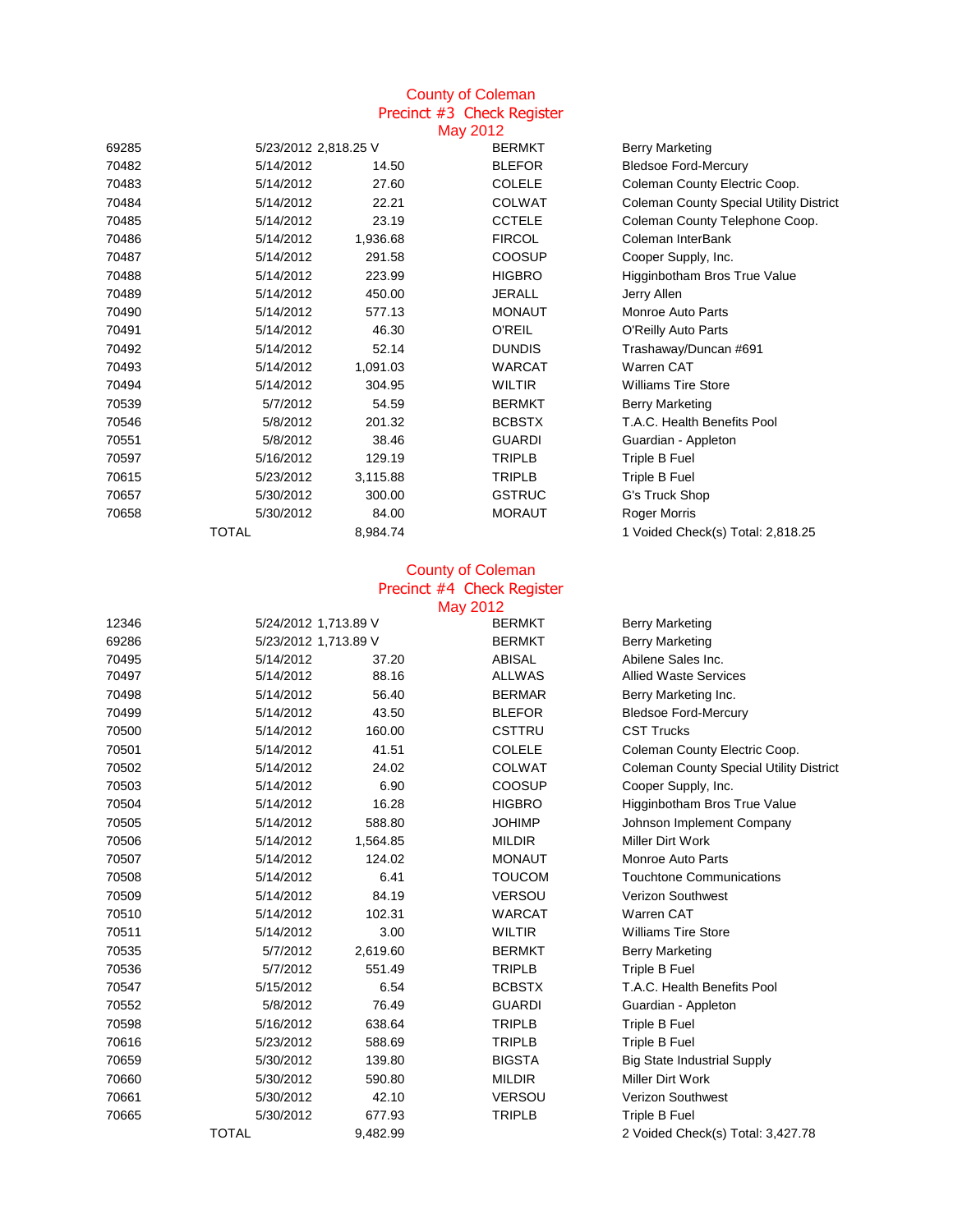# County of Coleman
## Precinct #3 Check Register
### May 2012

| Check # | Date | Amount | Vendor Code | Vendor Name |
|---|---|---|---|---|
| 69285 | 5/23/2012 | 2,818.25 V | BERMKT | Berry Marketing |
| 70482 | 5/14/2012 | 14.50 | BLEFOR | Bledsoe Ford-Mercury |
| 70483 | 5/14/2012 | 27.60 | COLELE | Coleman County Electric Coop. |
| 70484 | 5/14/2012 | 22.21 | COLWAT | Coleman County Special Utility District |
| 70485 | 5/14/2012 | 23.19 | CCTELE | Coleman County Telephone Coop. |
| 70486 | 5/14/2012 | 1,936.68 | FIRCOL | Coleman InterBank |
| 70487 | 5/14/2012 | 291.58 | COOSUP | Cooper Supply, Inc. |
| 70488 | 5/14/2012 | 223.99 | HIGBRO | Higginbotham Bros True Value |
| 70489 | 5/14/2012 | 450.00 | JERALL | Jerry Allen |
| 70490 | 5/14/2012 | 577.13 | MONAUT | Monroe Auto Parts |
| 70491 | 5/14/2012 | 46.30 | O'REIL | O'Reilly Auto Parts |
| 70492 | 5/14/2012 | 52.14 | DUNDIS | Trashaway/Duncan #691 |
| 70493 | 5/14/2012 | 1,091.03 | WARCAT | Warren CAT |
| 70494 | 5/14/2012 | 304.95 | WILTIR | Williams Tire Store |
| 70539 | 5/7/2012 | 54.59 | BERMKT | Berry Marketing |
| 70546 | 5/8/2012 | 201.32 | BCBSTX | T.A.C. Health Benefits Pool |
| 70551 | 5/8/2012 | 38.46 | GUARDI | Guardian - Appleton |
| 70597 | 5/16/2012 | 129.19 | TRIPLB | Triple B Fuel |
| 70615 | 5/23/2012 | 3,115.88 | TRIPLB | Triple B Fuel |
| 70657 | 5/30/2012 | 300.00 | GSTRUC | G's Truck Shop |
| 70658 | 5/30/2012 | 84.00 | MORAUT | Roger Morris |
| TOTAL | | 8,984.74 | | 1 Voided Check(s) Total: 2,818.25 |

# County of Coleman
## Precinct #4 Check Register
### May 2012

| Check # | Date | Amount | Vendor Code | Vendor Name |
|---|---|---|---|---|
| 12346 | 5/24/2012 | 1,713.89 V | BERMKT | Berry Marketing |
| 69286 | 5/23/2012 | 1,713.89 V | BERMKT | Berry Marketing |
| 70495 | 5/14/2012 | 37.20 | ABISAL | Abilene Sales Inc. |
| 70497 | 5/14/2012 | 88.16 | ALLWAS | Allied Waste Services |
| 70498 | 5/14/2012 | 56.40 | BERMAR | Berry Marketing Inc. |
| 70499 | 5/14/2012 | 43.50 | BLEFOR | Bledsoe Ford-Mercury |
| 70500 | 5/14/2012 | 160.00 | CSTTRU | CST Trucks |
| 70501 | 5/14/2012 | 41.51 | COLELE | Coleman County Electric Coop. |
| 70502 | 5/14/2012 | 24.02 | COLWAT | Coleman County Special Utility District |
| 70503 | 5/14/2012 | 6.90 | COOSUP | Cooper Supply, Inc. |
| 70504 | 5/14/2012 | 16.28 | HIGBRO | Higginbotham Bros True Value |
| 70505 | 5/14/2012 | 588.80 | JOHIMP | Johnson Implement Company |
| 70506 | 5/14/2012 | 1,564.85 | MILDIR | Miller Dirt Work |
| 70507 | 5/14/2012 | 124.02 | MONAUT | Monroe Auto Parts |
| 70508 | 5/14/2012 | 6.41 | TOUCOM | Touchtone Communications |
| 70509 | 5/14/2012 | 84.19 | VERSOU | Verizon Southwest |
| 70510 | 5/14/2012 | 102.31 | WARCAT | Warren CAT |
| 70511 | 5/14/2012 | 3.00 | WILTIR | Williams Tire Store |
| 70535 | 5/7/2012 | 2,619.60 | BERMKT | Berry Marketing |
| 70536 | 5/7/2012 | 551.49 | TRIPLB | Triple B Fuel |
| 70547 | 5/15/2012 | 6.54 | BCBSTX | T.A.C. Health Benefits Pool |
| 70552 | 5/8/2012 | 76.49 | GUARDI | Guardian - Appleton |
| 70598 | 5/16/2012 | 638.64 | TRIPLB | Triple B Fuel |
| 70616 | 5/23/2012 | 588.69 | TRIPLB | Triple B Fuel |
| 70659 | 5/30/2012 | 139.80 | BIGSTA | Big State Industrial Supply |
| 70660 | 5/30/2012 | 590.80 | MILDIR | Miller Dirt Work |
| 70661 | 5/30/2012 | 42.10 | VERSOU | Verizon Southwest |
| 70665 | 5/30/2012 | 677.93 | TRIPLB | Triple B Fuel |
| TOTAL | | 9,482.99 | | 2 Voided Check(s) Total: 3,427.78 |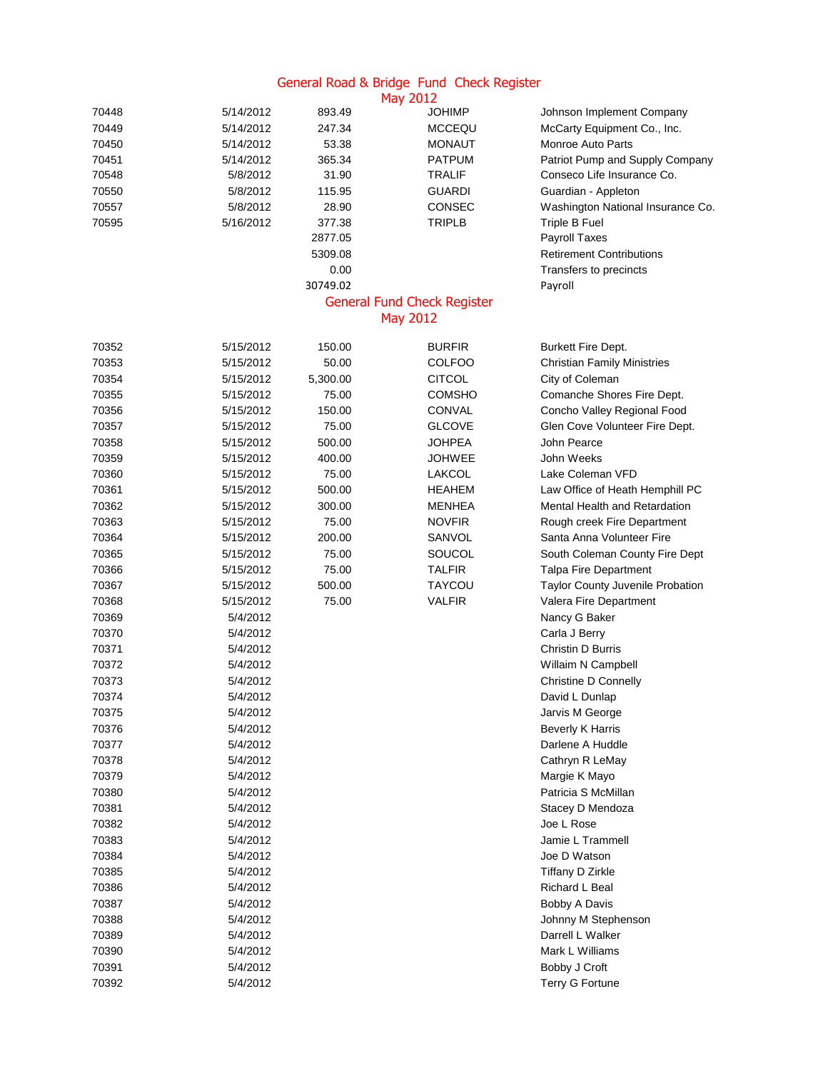## General Road & Bridge Fund Check Register
### May 2012

| | | | | |
|---|---|---|---|---|
| 70448 | 5/14/2012 | 893.49 | JOHIMP | Johnson Implement Company |
| 70449 | 5/14/2012 | 247.34 | MCCEQU | McCarty Equipment Co., Inc. |
| 70450 | 5/14/2012 | 53.38 | MONAUT | Monroe Auto Parts |
| 70451 | 5/14/2012 | 365.34 | PATPUM | Patriot Pump and Supply Company |
| 70548 | 5/8/2012 | 31.90 | TRALIF | Conseco Life Insurance Co. |
| 70550 | 5/8/2012 | 115.95 | GUARDI | Guardian - Appleton |
| 70557 | 5/8/2012 | 28.90 | CONSEC | Washington National Insurance Co. |
| 70595 | 5/16/2012 | 377.38 | TRIPLB | Triple B Fuel |
| | | 2877.05 | | Payroll Taxes |
| | | 5309.08 | | Retirement Contributions |
| | | 0.00 | | Transfers to precincts |
| | | 30749.02 | | Payroll |

## General Fund Check Register
### May 2012

| | | | | |
|---|---|---|---|---|
| 70352 | 5/15/2012 | 150.00 | BURFIR | Burkett Fire Dept. |
| 70353 | 5/15/2012 | 50.00 | COLFOO | Christian Family Ministries |
| 70354 | 5/15/2012 | 5,300.00 | CITCOL | City of Coleman |
| 70355 | 5/15/2012 | 75.00 | COMSHO | Comanche Shores Fire Dept. |
| 70356 | 5/15/2012 | 150.00 | CONVAL | Concho Valley Regional Food |
| 70357 | 5/15/2012 | 75.00 | GLCOVE | Glen Cove Volunteer Fire Dept. |
| 70358 | 5/15/2012 | 500.00 | JOHPEA | John Pearce |
| 70359 | 5/15/2012 | 400.00 | JOHWEE | John Weeks |
| 70360 | 5/15/2012 | 75.00 | LAKCOL | Lake Coleman VFD |
| 70361 | 5/15/2012 | 500.00 | HEAHEM | Law Office of Heath Hemphill PC |
| 70362 | 5/15/2012 | 300.00 | MENHEA | Mental Health and Retardation |
| 70363 | 5/15/2012 | 75.00 | NOVFIR | Rough creek Fire Department |
| 70364 | 5/15/2012 | 200.00 | SANVOL | Santa Anna Volunteer Fire |
| 70365 | 5/15/2012 | 75.00 | SOUCOL | South Coleman County Fire Dept |
| 70366 | 5/15/2012 | 75.00 | TALFIR | Talpa Fire Department |
| 70367 | 5/15/2012 | 500.00 | TAYCOU | Taylor County Juvenile Probation |
| 70368 | 5/15/2012 | 75.00 | VALFIR | Valera Fire Department |
| 70369 | 5/4/2012 | | | Nancy G Baker |
| 70370 | 5/4/2012 | | | Carla J Berry |
| 70371 | 5/4/2012 | | | Christin D Burris |
| 70372 | 5/4/2012 | | | Willaim N Campbell |
| 70373 | 5/4/2012 | | | Christine D Connelly |
| 70374 | 5/4/2012 | | | David L Dunlap |
| 70375 | 5/4/2012 | | | Jarvis M George |
| 70376 | 5/4/2012 | | | Beverly K Harris |
| 70377 | 5/4/2012 | | | Darlene A Huddle |
| 70378 | 5/4/2012 | | | Cathryn R LeMay |
| 70379 | 5/4/2012 | | | Margie K Mayo |
| 70380 | 5/4/2012 | | | Patricia S McMillan |
| 70381 | 5/4/2012 | | | Stacey D Mendoza |
| 70382 | 5/4/2012 | | | Joe L Rose |
| 70383 | 5/4/2012 | | | Jamie L Trammell |
| 70384 | 5/4/2012 | | | Joe D Watson |
| 70385 | 5/4/2012 | | | Tiffany D Zirkle |
| 70386 | 5/4/2012 | | | Richard L Beal |
| 70387 | 5/4/2012 | | | Bobby A Davis |
| 70388 | 5/4/2012 | | | Johnny M Stephenson |
| 70389 | 5/4/2012 | | | Darrell L Walker |
| 70390 | 5/4/2012 | | | Mark L Williams |
| 70391 | 5/4/2012 | | | Bobby J Croft |
| 70392 | 5/4/2012 | | | Terry G Fortune |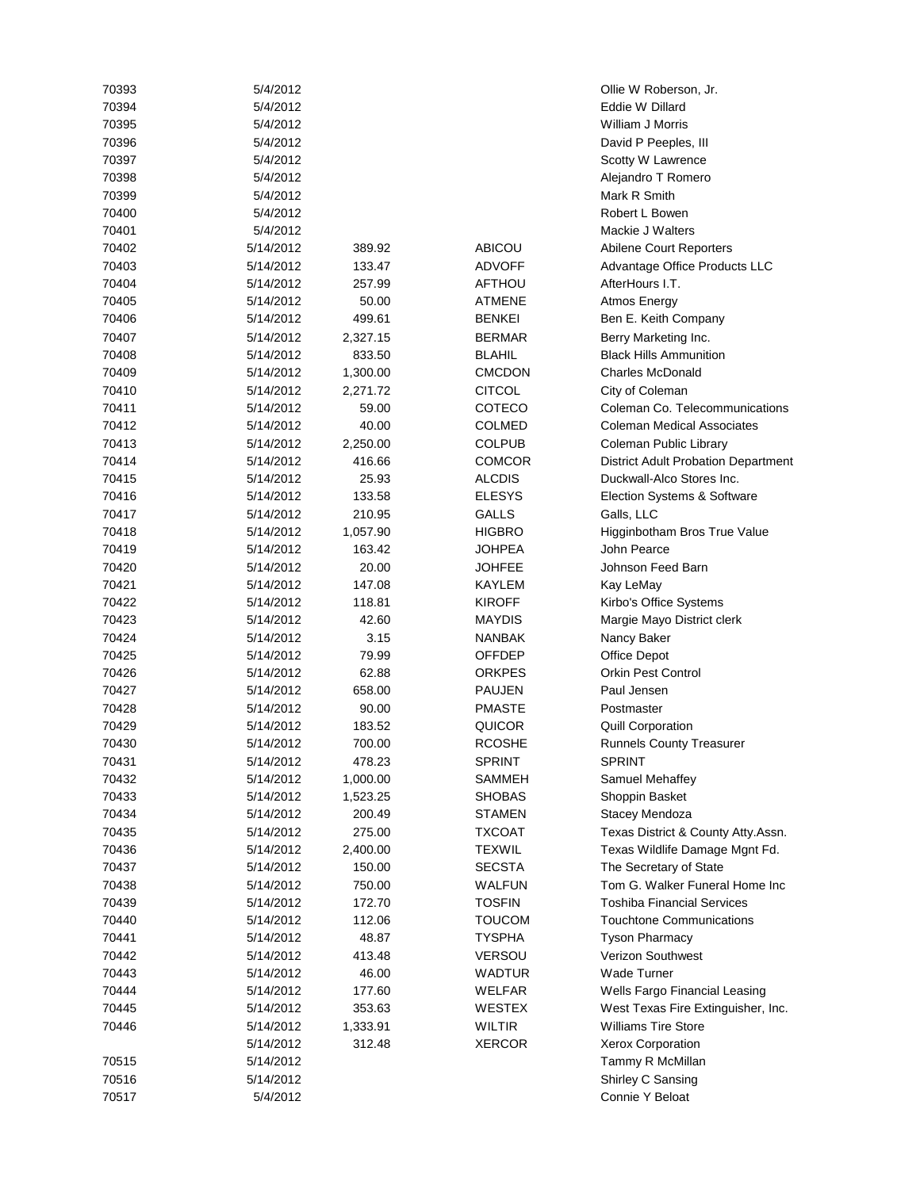| | | | | |
|---|---|---|---|---|
| 70393 | 5/4/2012 | | | Ollie W Roberson, Jr. |
| 70394 | 5/4/2012 | | | Eddie W Dillard |
| 70395 | 5/4/2012 | | | William J Morris |
| 70396 | 5/4/2012 | | | David P Peeples, III |
| 70397 | 5/4/2012 | | | Scotty W Lawrence |
| 70398 | 5/4/2012 | | | Alejandro T Romero |
| 70399 | 5/4/2012 | | | Mark R Smith |
| 70400 | 5/4/2012 | | | Robert L Bowen |
| 70401 | 5/4/2012 | | | Mackie J Walters |
| 70402 | 5/14/2012 | 389.92 | ABICOU | Abilene Court Reporters |
| 70403 | 5/14/2012 | 133.47 | ADVOFF | Advantage Office Products LLC |
| 70404 | 5/14/2012 | 257.99 | AFTHOU | AfterHours I.T. |
| 70405 | 5/14/2012 | 50.00 | ATMENE | Atmos Energy |
| 70406 | 5/14/2012 | 499.61 | BENKEI | Ben E. Keith Company |
| 70407 | 5/14/2012 | 2,327.15 | BERMAR | Berry Marketing Inc. |
| 70408 | 5/14/2012 | 833.50 | BLAHIL | Black Hills Ammunition |
| 70409 | 5/14/2012 | 1,300.00 | CMCDON | Charles McDonald |
| 70410 | 5/14/2012 | 2,271.72 | CITCOL | City of Coleman |
| 70411 | 5/14/2012 | 59.00 | COTECO | Coleman Co. Telecommunications |
| 70412 | 5/14/2012 | 40.00 | COLMED | Coleman Medical Associates |
| 70413 | 5/14/2012 | 2,250.00 | COLPUB | Coleman Public Library |
| 70414 | 5/14/2012 | 416.66 | COMCOR | District Adult Probation Department |
| 70415 | 5/14/2012 | 25.93 | ALCDIS | Duckwall-Alco Stores Inc. |
| 70416 | 5/14/2012 | 133.58 | ELESYS | Election Systems & Software |
| 70417 | 5/14/2012 | 210.95 | GALLS | Galls, LLC |
| 70418 | 5/14/2012 | 1,057.90 | HIGBRO | Higginbotham Bros True Value |
| 70419 | 5/14/2012 | 163.42 | JOHPEA | John Pearce |
| 70420 | 5/14/2012 | 20.00 | JOHFEE | Johnson Feed Barn |
| 70421 | 5/14/2012 | 147.08 | KAYLEM | Kay LeMay |
| 70422 | 5/14/2012 | 118.81 | KIROFF | Kirbo's Office Systems |
| 70423 | 5/14/2012 | 42.60 | MAYDIS | Margie Mayo District clerk |
| 70424 | 5/14/2012 | 3.15 | NANBAK | Nancy Baker |
| 70425 | 5/14/2012 | 79.99 | OFFDEP | Office Depot |
| 70426 | 5/14/2012 | 62.88 | ORKPES | Orkin Pest Control |
| 70427 | 5/14/2012 | 658.00 | PAUJEN | Paul Jensen |
| 70428 | 5/14/2012 | 90.00 | PMASTE | Postmaster |
| 70429 | 5/14/2012 | 183.52 | QUICOR | Quill Corporation |
| 70430 | 5/14/2012 | 700.00 | RCOSHE | Runnels County Treasurer |
| 70431 | 5/14/2012 | 478.23 | SPRINT | SPRINT |
| 70432 | 5/14/2012 | 1,000.00 | SAMMEH | Samuel Mehaffey |
| 70433 | 5/14/2012 | 1,523.25 | SHOBAS | Shoppin Basket |
| 70434 | 5/14/2012 | 200.49 | STAMEN | Stacey Mendoza |
| 70435 | 5/14/2012 | 275.00 | TXCOAT | Texas District & County Atty.Assn. |
| 70436 | 5/14/2012 | 2,400.00 | TEXWIL | Texas Wildlife Damage Mgnt Fd. |
| 70437 | 5/14/2012 | 150.00 | SECSTA | The Secretary of State |
| 70438 | 5/14/2012 | 750.00 | WALFUN | Tom G. Walker Funeral Home Inc |
| 70439 | 5/14/2012 | 172.70 | TOSFIN | Toshiba Financial Services |
| 70440 | 5/14/2012 | 112.06 | TOUCOM | Touchtone Communications |
| 70441 | 5/14/2012 | 48.87 | TYSPHA | Tyson Pharmacy |
| 70442 | 5/14/2012 | 413.48 | VERSOU | Verizon Southwest |
| 70443 | 5/14/2012 | 46.00 | WADTUR | Wade Turner |
| 70444 | 5/14/2012 | 177.60 | WELFAR | Wells Fargo Financial Leasing |
| 70445 | 5/14/2012 | 353.63 | WESTEX | West Texas Fire Extinguisher, Inc. |
| 70446 | 5/14/2012 | 1,333.91 | WILTIR | Williams Tire Store |
| | 5/14/2012 | 312.48 | XERCOR | Xerox Corporation |
| 70515 | 5/14/2012 | | | Tammy R McMillan |
| 70516 | 5/14/2012 | | | Shirley C Sansing |
| 70517 | 5/4/2012 | | | Connie Y Beloat |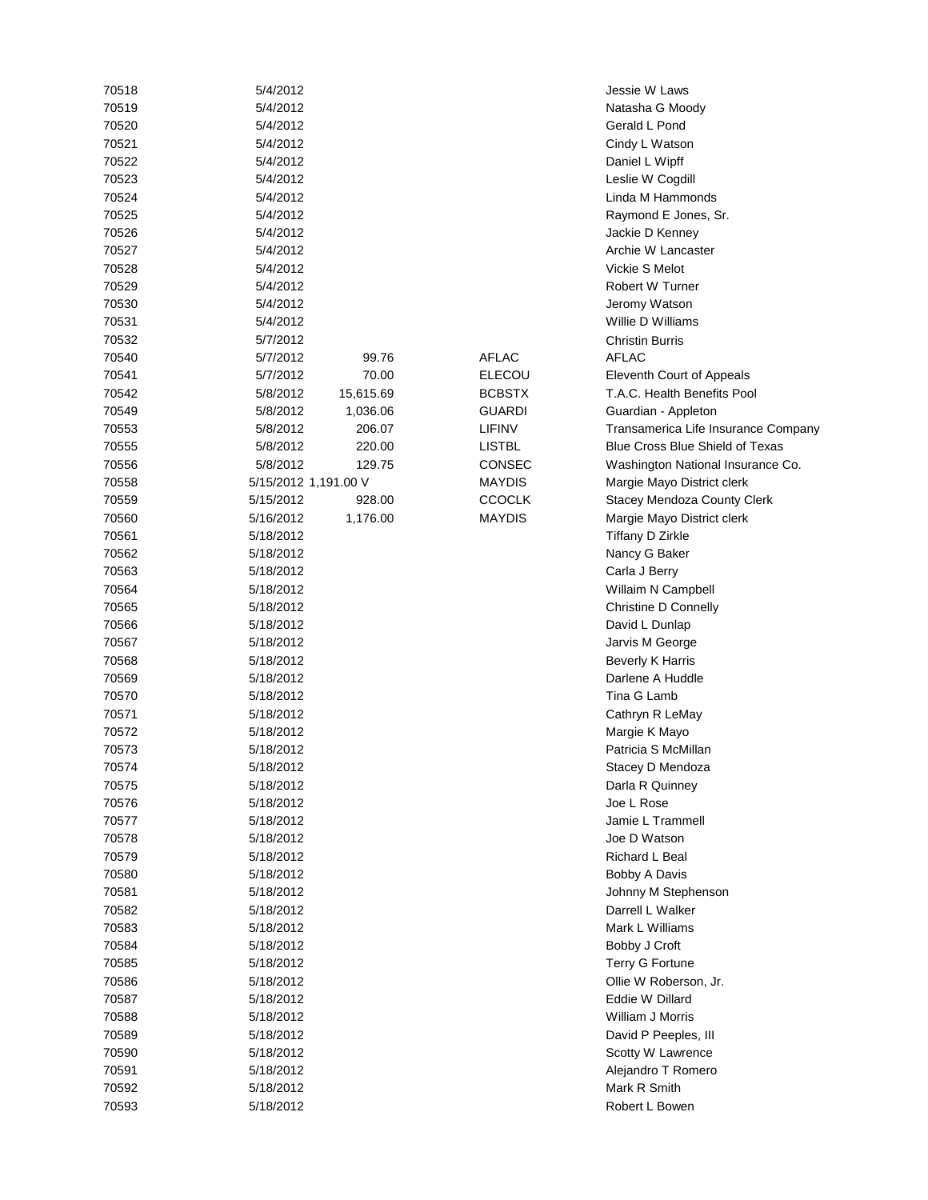| | | | | |
|---|---|---|---|---|
| 70518 | 5/4/2012 | | | Jessie W Laws |
| 70519 | 5/4/2012 | | | Natasha G Moody |
| 70520 | 5/4/2012 | | | Gerald L Pond |
| 70521 | 5/4/2012 | | | Cindy L Watson |
| 70522 | 5/4/2012 | | | Daniel L Wipff |
| 70523 | 5/4/2012 | | | Leslie W Cogdill |
| 70524 | 5/4/2012 | | | Linda M Hammonds |
| 70525 | 5/4/2012 | | | Raymond E Jones, Sr. |
| 70526 | 5/4/2012 | | | Jackie D Kenney |
| 70527 | 5/4/2012 | | | Archie W Lancaster |
| 70528 | 5/4/2012 | | | Vickie S Melot |
| 70529 | 5/4/2012 | | | Robert W Turner |
| 70530 | 5/4/2012 | | | Jeromy Watson |
| 70531 | 5/4/2012 | | | Willie D Williams |
| 70532 | 5/7/2012 | | | Christin Burris |
| 70540 | 5/7/2012 | 99.76 | AFLAC | AFLAC |
| 70541 | 5/7/2012 | 70.00 | ELECOU | Eleventh Court of Appeals |
| 70542 | 5/8/2012 | 15,615.69 | BCBSTX | T.A.C. Health Benefits Pool |
| 70549 | 5/8/2012 | 1,036.06 | GUARDI | Guardian - Appleton |
| 70553 | 5/8/2012 | 206.07 | LIFINV | Transamerica Life Insurance Company |
| 70555 | 5/8/2012 | 220.00 | LISTBL | Blue Cross Blue Shield of Texas |
| 70556 | 5/8/2012 | 129.75 | CONSEC | Washington National Insurance Co. |
| 70558 | 5/15/2012 | 1,191.00 V | MAYDIS | Margie Mayo District clerk |
| 70559 | 5/15/2012 | 928.00 | CCOCLK | Stacey Mendoza County Clerk |
| 70560 | 5/16/2012 | 1,176.00 | MAYDIS | Margie Mayo District clerk |
| 70561 | 5/18/2012 | | | Tiffany D Zirkle |
| 70562 | 5/18/2012 | | | Nancy G Baker |
| 70563 | 5/18/2012 | | | Carla J Berry |
| 70564 | 5/18/2012 | | | Willaim N Campbell |
| 70565 | 5/18/2012 | | | Christine D Connelly |
| 70566 | 5/18/2012 | | | David L Dunlap |
| 70567 | 5/18/2012 | | | Jarvis M George |
| 70568 | 5/18/2012 | | | Beverly K Harris |
| 70569 | 5/18/2012 | | | Darlene A Huddle |
| 70570 | 5/18/2012 | | | Tina G Lamb |
| 70571 | 5/18/2012 | | | Cathryn R LeMay |
| 70572 | 5/18/2012 | | | Margie K Mayo |
| 70573 | 5/18/2012 | | | Patricia S McMillan |
| 70574 | 5/18/2012 | | | Stacey D Mendoza |
| 70575 | 5/18/2012 | | | Darla R Quinney |
| 70576 | 5/18/2012 | | | Joe L Rose |
| 70577 | 5/18/2012 | | | Jamie L Trammell |
| 70578 | 5/18/2012 | | | Joe D Watson |
| 70579 | 5/18/2012 | | | Richard L Beal |
| 70580 | 5/18/2012 | | | Bobby A Davis |
| 70581 | 5/18/2012 | | | Johnny M Stephenson |
| 70582 | 5/18/2012 | | | Darrell L Walker |
| 70583 | 5/18/2012 | | | Mark L Williams |
| 70584 | 5/18/2012 | | | Bobby J Croft |
| 70585 | 5/18/2012 | | | Terry G Fortune |
| 70586 | 5/18/2012 | | | Ollie W Roberson, Jr. |
| 70587 | 5/18/2012 | | | Eddie W Dillard |
| 70588 | 5/18/2012 | | | William J Morris |
| 70589 | 5/18/2012 | | | David P Peeples, III |
| 70590 | 5/18/2012 | | | Scotty W Lawrence |
| 70591 | 5/18/2012 | | | Alejandro T Romero |
| 70592 | 5/18/2012 | | | Mark R Smith |
| 70593 | 5/18/2012 | | | Robert L Bowen |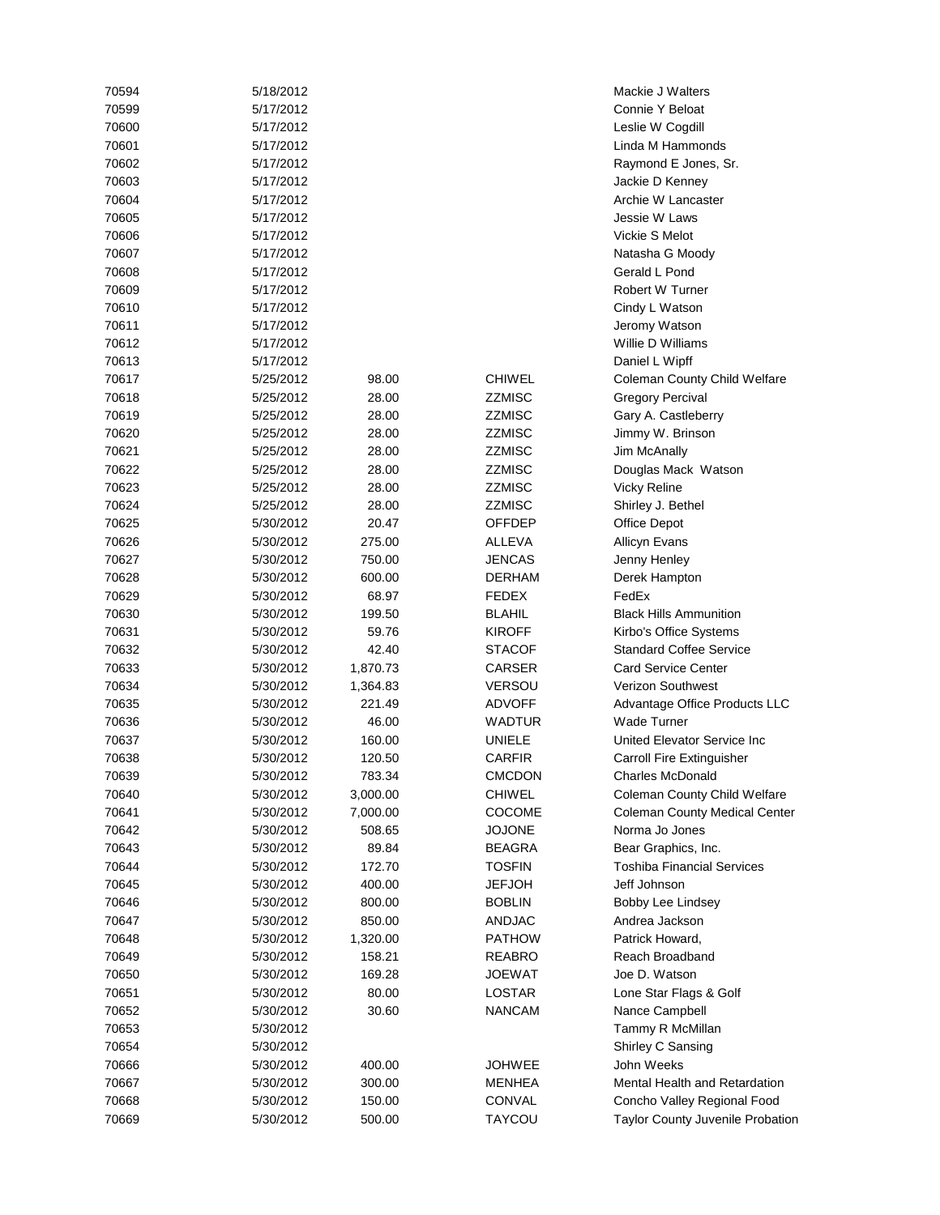| | | | | |
|---|---|---|---|---|
| 70594 | 5/18/2012 | | | Mackie J Walters |
| 70599 | 5/17/2012 | | | Connie Y Beloat |
| 70600 | 5/17/2012 | | | Leslie W Cogdill |
| 70601 | 5/17/2012 | | | Linda M Hammonds |
| 70602 | 5/17/2012 | | | Raymond E Jones, Sr. |
| 70603 | 5/17/2012 | | | Jackie D Kenney |
| 70604 | 5/17/2012 | | | Archie W Lancaster |
| 70605 | 5/17/2012 | | | Jessie W Laws |
| 70606 | 5/17/2012 | | | Vickie S Melot |
| 70607 | 5/17/2012 | | | Natasha G Moody |
| 70608 | 5/17/2012 | | | Gerald L Pond |
| 70609 | 5/17/2012 | | | Robert W Turner |
| 70610 | 5/17/2012 | | | Cindy L Watson |
| 70611 | 5/17/2012 | | | Jeromy Watson |
| 70612 | 5/17/2012 | | | Willie D Williams |
| 70613 | 5/17/2012 | | | Daniel L Wipff |
| 70617 | 5/25/2012 | 98.00 | CHIWEL | Coleman County Child Welfare |
| 70618 | 5/25/2012 | 28.00 | ZZMISC | Gregory Percival |
| 70619 | 5/25/2012 | 28.00 | ZZMISC | Gary A. Castleberry |
| 70620 | 5/25/2012 | 28.00 | ZZMISC | Jimmy W. Brinson |
| 70621 | 5/25/2012 | 28.00 | ZZMISC | Jim McAnally |
| 70622 | 5/25/2012 | 28.00 | ZZMISC | Douglas Mack Watson |
| 70623 | 5/25/2012 | 28.00 | ZZMISC | Vicky Reline |
| 70624 | 5/25/2012 | 28.00 | ZZMISC | Shirley J. Bethel |
| 70625 | 5/30/2012 | 20.47 | OFFDEP | Office Depot |
| 70626 | 5/30/2012 | 275.00 | ALLEVA | Allicyn Evans |
| 70627 | 5/30/2012 | 750.00 | JENCAS | Jenny Henley |
| 70628 | 5/30/2012 | 600.00 | DERHAM | Derek Hampton |
| 70629 | 5/30/2012 | 68.97 | FEDEX | FedEx |
| 70630 | 5/30/2012 | 199.50 | BLAHIL | Black Hills Ammunition |
| 70631 | 5/30/2012 | 59.76 | KIROFF | Kirbo's Office Systems |
| 70632 | 5/30/2012 | 42.40 | STACOF | Standard Coffee Service |
| 70633 | 5/30/2012 | 1,870.73 | CARSER | Card Service Center |
| 70634 | 5/30/2012 | 1,364.83 | VERSOU | Verizon Southwest |
| 70635 | 5/30/2012 | 221.49 | ADVOFF | Advantage Office Products LLC |
| 70636 | 5/30/2012 | 46.00 | WADTUR | Wade Turner |
| 70637 | 5/30/2012 | 160.00 | UNIELE | United Elevator Service Inc |
| 70638 | 5/30/2012 | 120.50 | CARFIR | Carroll Fire Extinguisher |
| 70639 | 5/30/2012 | 783.34 | CMCDON | Charles McDonald |
| 70640 | 5/30/2012 | 3,000.00 | CHIWEL | Coleman County Child Welfare |
| 70641 | 5/30/2012 | 7,000.00 | COCOME | Coleman County Medical Center |
| 70642 | 5/30/2012 | 508.65 | JOJONE | Norma Jo Jones |
| 70643 | 5/30/2012 | 89.84 | BEAGRA | Bear Graphics, Inc. |
| 70644 | 5/30/2012 | 172.70 | TOSFIN | Toshiba Financial Services |
| 70645 | 5/30/2012 | 400.00 | JEFJOH | Jeff Johnson |
| 70646 | 5/30/2012 | 800.00 | BOBLIN | Bobby Lee Lindsey |
| 70647 | 5/30/2012 | 850.00 | ANDJAC | Andrea Jackson |
| 70648 | 5/30/2012 | 1,320.00 | PATHOW | Patrick Howard, |
| 70649 | 5/30/2012 | 158.21 | REABRO | Reach Broadband |
| 70650 | 5/30/2012 | 169.28 | JOEWAT | Joe D. Watson |
| 70651 | 5/30/2012 | 80.00 | LOSTAR | Lone Star Flags & Golf |
| 70652 | 5/30/2012 | 30.60 | NANCAM | Nance Campbell |
| 70653 | 5/30/2012 | | | Tammy R McMillan |
| 70654 | 5/30/2012 | | | Shirley C Sansing |
| 70666 | 5/30/2012 | 400.00 | JOHWEE | John Weeks |
| 70667 | 5/30/2012 | 300.00 | MENHEA | Mental Health and Retardation |
| 70668 | 5/30/2012 | 150.00 | CONVAL | Concho Valley Regional Food |
| 70669 | 5/30/2012 | 500.00 | TAYCOU | Taylor County Juvenile Probation |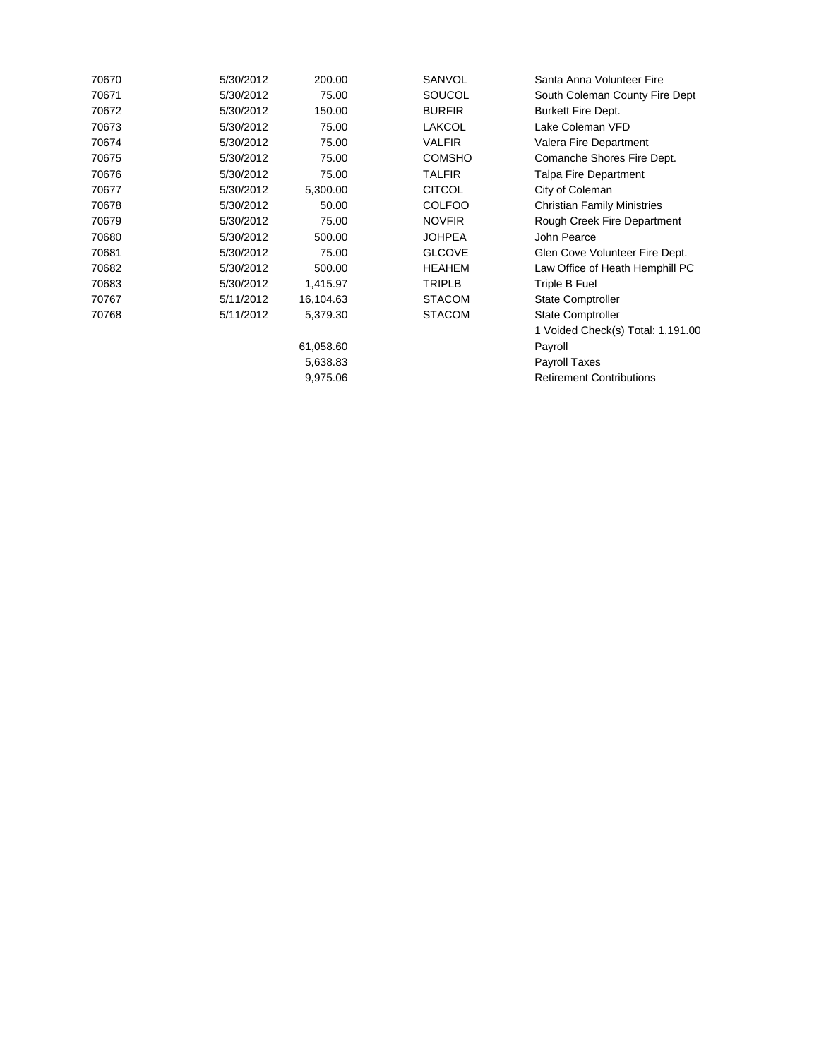| | | | | |
|---|---|---|---|---|
| 70670 | 5/30/2012 | 200.00 | SANVOL | Santa Anna Volunteer Fire |
| 70671 | 5/30/2012 | 75.00 | SOUCOL | South Coleman County Fire Dept |
| 70672 | 5/30/2012 | 150.00 | BURFIR | Burkett Fire Dept. |
| 70673 | 5/30/2012 | 75.00 | LAKCOL | Lake Coleman VFD |
| 70674 | 5/30/2012 | 75.00 | VALFIR | Valera Fire Department |
| 70675 | 5/30/2012 | 75.00 | COMSHO | Comanche Shores Fire Dept. |
| 70676 | 5/30/2012 | 75.00 | TALFIR | Talpa Fire Department |
| 70677 | 5/30/2012 | 5,300.00 | CITCOL | City of Coleman |
| 70678 | 5/30/2012 | 50.00 | COLFOO | Christian Family Ministries |
| 70679 | 5/30/2012 | 75.00 | NOVFIR | Rough Creek Fire Department |
| 70680 | 5/30/2012 | 500.00 | JOHPEA | John Pearce |
| 70681 | 5/30/2012 | 75.00 | GLCOVE | Glen Cove Volunteer Fire Dept. |
| 70682 | 5/30/2012 | 500.00 | HEAHEM | Law Office of Heath Hemphill PC |
| 70683 | 5/30/2012 | 1,415.97 | TRIPLB | Triple B Fuel |
| 70767 | 5/11/2012 | 16,104.63 | STACOM | State Comptroller |
| 70768 | 5/11/2012 | 5,379.30 | STACOM | State Comptroller |
| | | | | 1 Voided Check(s) Total: 1,191.00 |
| | | 61,058.60 | | Payroll |
| | | 5,638.83 | | Payroll Taxes |
| | | 9,975.06 | | Retirement Contributions |